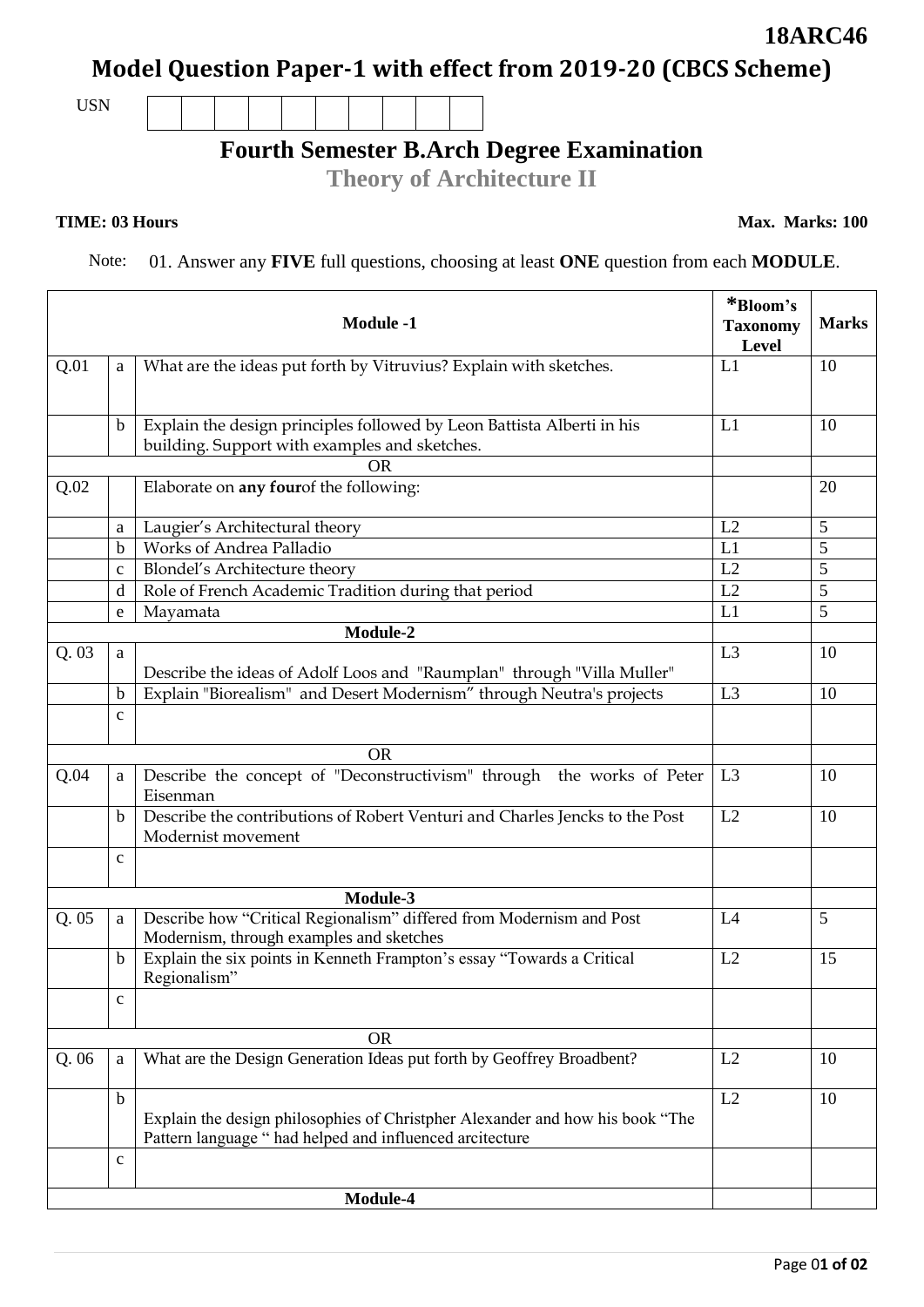18ARC46

# Model Question Paper-1 with effect from 2019-20 (CBCS Scheme)

USN | | | | | | | | | | |

## Fourth Semester B.Arch Degree Examination

### Theory of Architecture II

**TIME: 03 Hours** **Max. Marks: 100**

Note: 01. Answer any **FIVE** full questions, choosing at least **ONE** question from each **MODULE**.

| | | **Module -1** | ***Bloom's Taxonomy Level** | **Marks** |
|---|---|---|---|---|
| Q.01 | a | What are the ideas put forth by Vitruvius? Explain with sketches. | L1 | 10 |
| | b | Explain the design principles followed by Leon Battista Alberti in his building. Support with examples and sketches. | L1 | 10 |
| | | OR | | |
| Q.02 | | Elaborate on **any four**of the following: | | 20 |
| | a | Laugier's Architectural theory | L2 | 5 |
| | b | Works of Andrea Palladio | L1 | 5 |
| | c | Blondel's Architecture theory | L2 | 5 |
| | d | Role of French Academic Tradition during that period | L2 | 5 |
| | e | Mayamata | L1 | 5 |
| | | **Module-2** | | |
| Q. 03 | a | Describe the ideas of Adolf Loos and "Raumplan" through "Villa Muller" | L3 | 10 |
| | b | Explain "Biorealism" and Desert Modernism" through Neutra's projects | L3 | 10 |
| | c | | | |
| | | OR | | |
| Q.04 | a | Describe the concept of "Deconstructivism" through the works of Peter Eisenman | L3 | 10 |
| | b | Describe the contributions of Robert Venturi and Charles Jencks to the Post Modernist movement | L2 | 10 |
| | c | | | |
| | | **Module-3** | | |
| Q. 05 | a | Describe how "Critical Regionalism" differed from Modernism and Post Modernism, through examples and sketches | L4 | 5 |
| | b | Explain the six points in Kenneth Frampton's essay "Towards a Critical Regionalism" | L2 | 15 |
| | c | | | |
| | | OR | | |
| Q. 06 | a | What are the Design Generation Ideas put forth by Geoffrey Broadbent? | L2 | 10 |
| | b | Explain the design philosophies of Christpher Alexander and how his book "The Pattern language " had helped and influenced arcitecture | L2 | 10 |
| | c | | | |
| | | **Module-4** | | |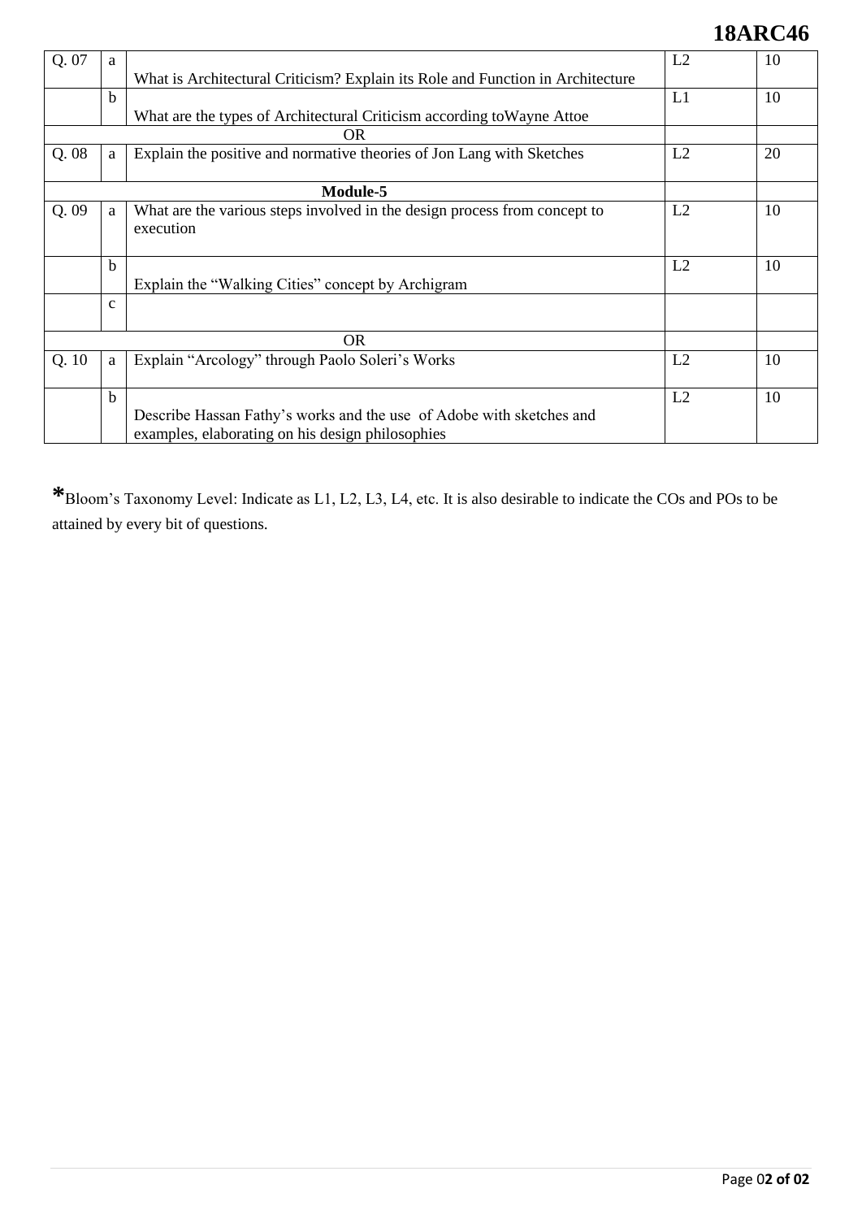| | | | | |
|---|---|---|---|---|
| Q. 07 | a | What is Architectural Criticism? Explain its Role and Function in Architecture | L2 | 10 |
| | b | What are the types of Architectural Criticism according toWayne Attoe | L1 | 10 |
| | | OR | | |
| Q. 08 | a | Explain the positive and normative theories of Jon Lang with Sketches | L2 | 20 |
| | | **Module-5** | | |
| Q. 09 | a | What are the various steps involved in the design process from concept to execution | L2 | 10 |
| | b | Explain the "Walking Cities" concept by Archigram | L2 | 10 |
| | c | | | |
| | | OR | | |
| Q. 10 | a | Explain "Arcology" through Paolo Soleri's Works | L2 | 10 |
| | b | Describe Hassan Fathy's works and the use of Adobe with sketches and examples, elaborating on his design philosophies | L2 | 10 |

***Bloom's Taxonomy Level: Indicate as L1, L2, L3, L4, etc. It is also desirable to indicate the COs and POs to be attained by every bit of questions.